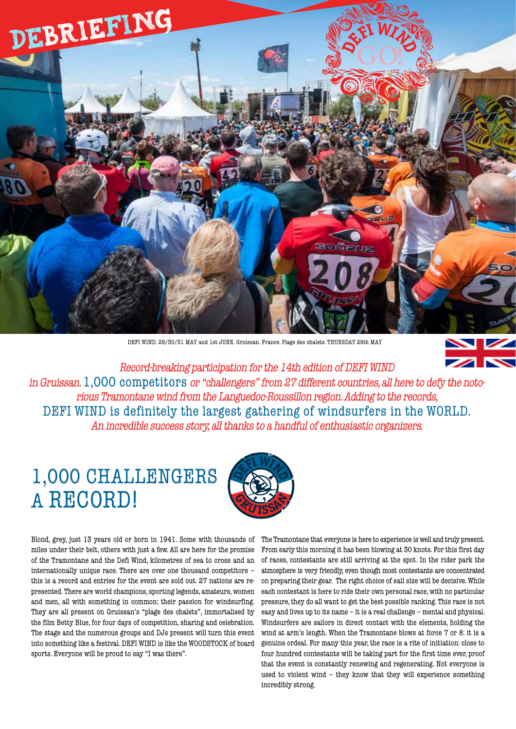# DEBRIEFING

DEFI WIND. 29/30/31 MAY and 1st JUNE. Gruissan. France. Plage des chalets. THURSDAY 29th MAY

*Record-breaking participation for the 14th edition of DEFI WIND in Gruissan.* 1,000 competitors *or "challengers" from 27 different countries, all here to defy the notorious Tramontane wind from the Languedoc-Roussillon region. Adding to the records,* DEFI WIND is definitely the largest gathering of windsurfers in the WORLD. *An incredible success story, all thanks to a handful of enthusiastic organizers.*

## 1,000 CHALLENGERS A RECORD!

Blond, grey, just 13 years old or born in 1941. Some with thousands of miles under their belt, others with just a few. All are here for the promise of the Tramontane and the Defi Wind, kilometres of sea to cross and an internationally unique race. There are over one thousand competitors – this is a record and entries for the event are sold out. 27 nations are represented. There are world champions, sporting legends, amateurs, women and men, all with something in common: their passion for windsurfing. They are all present on Gruissan's "plage des chalets", immortalised by the film Betty Blue, for four days of competition, sharing and celebration. The stage and the numerous groups and DJs present will turn this event into something like a festival. DEFI WIND is like the WOODSTOCK of board sports. Everyone will be proud to say "I was there".

The Tramontane that everyone is here to experience is well and truly present. From early this morning it has been blowing at 30 knots. For this first day of races, contestants are still arriving at the spot. In the rider park the atmosphere is very friendly, even though most contestants are concentrated on preparing their gear. The right choice of sail size will be decisive. While each contestant is here to ride their own personal race, with no particular pressure, they do all want to get the best possible ranking. This race is not easy and lives up to its name – it is a real challenge – mental and physical. Windsurfers are sailors in direct contact with the elements, holding the wind at arm's length. When the Tramontane blows at force 7 or 8: it is a genuine ordeal. For many this year, the race is a rite of initiation: close to four hundred contestants will be taking part for the first time ever, proof that the event is constantly renewing and regenerating. Not everyone is used to violent wind – they know that they will experience something incredibly strong.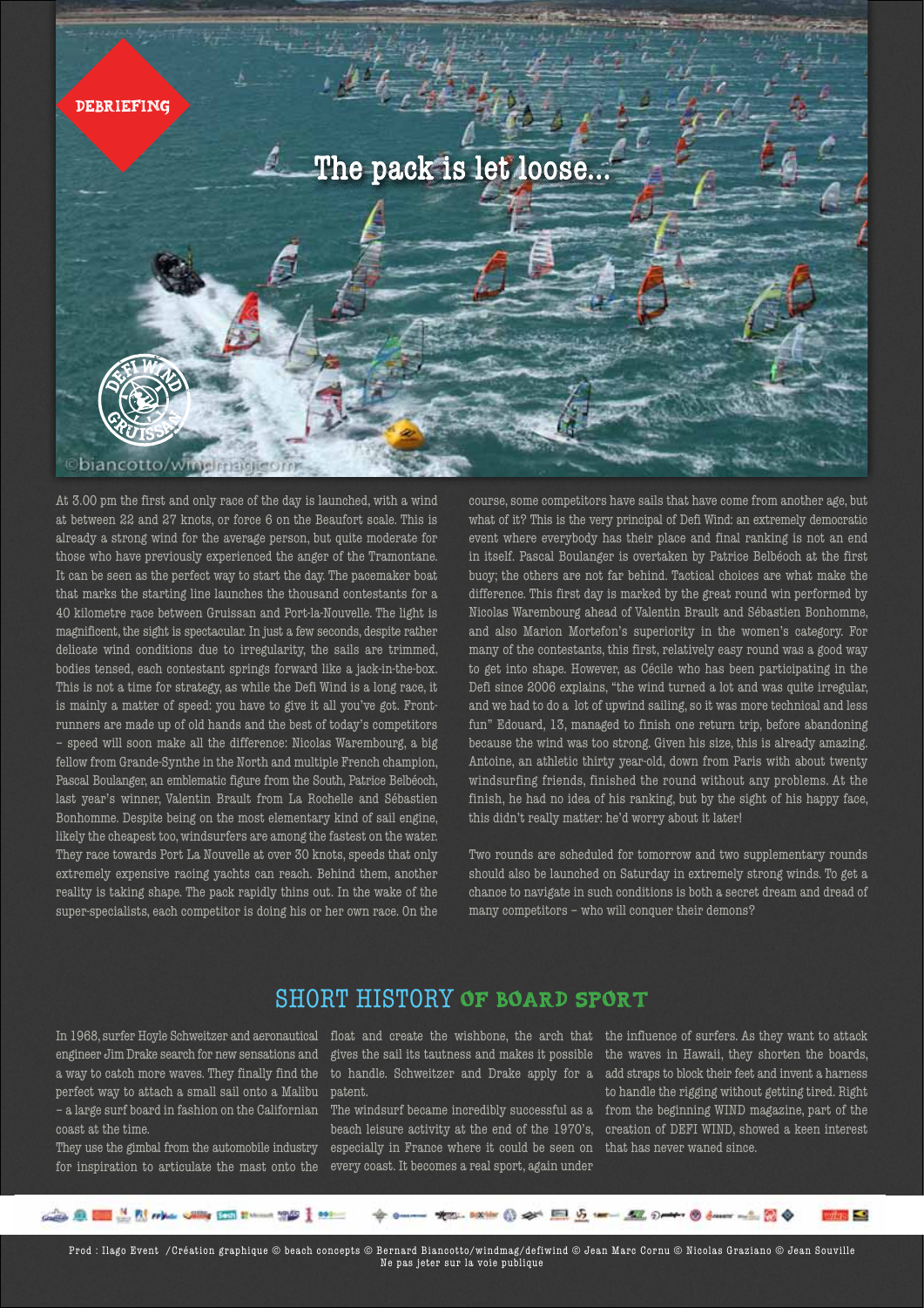DEBRIEFING

# The pack is let loose...

At 3.00 pm the first and only race of the day is launched, with a wind at between 22 and 27 knots, or force 6 on the Beaufort scale. This is already a strong wind for the average person, but quite moderate for those who have previously experienced the anger of the Tramontane. It can be seen as the perfect way to start the day. The pacemaker boat that marks the starting line launches the thousand contestants for a 40 kilometre race between Gruissan and Port-la-Nouvelle. The light is magnificent, the sight is spectacular. In just a few seconds, despite rather delicate wind conditions due to irregularity, the sails are trimmed, bodies tensed, each contestant springs forward like a jack-in-the-box. This is not a time for strategy, as while the Defi Wind is a long race, it is mainly a matter of speed: you have to give it all you've got. Front-runners are made up of old hands and the best of today's competitors – speed will soon make all the difference: Nicolas Warembourg, a big fellow from Grande-Synthe in the North and multiple French champion, Pascal Boulanger, an emblematic figure from the South, Patrice Belbéoch, last year's winner, Valentin Brault from La Rochelle and Sébastien Bonhomme. Despite being on the most elementary kind of sail engine, likely the cheapest too, windsurfers are among the fastest on the water. They race towards Port La Nouvelle at over 30 knots, speeds that only extremely expensive racing yachts can reach. Behind them, another reality is taking shape. The pack rapidly thins out. In the wake of the super-specialists, each competitor is doing his or her own race. On the course, some competitors have sails that have come from another age, but what of it? This is the very principal of Defi Wind: an extremely democratic event where everybody has their place and final ranking is not an end in itself. Pascal Boulanger is overtaken by Patrice Belbéoch at the first buoy; the others are not far behind. Tactical choices are what make the difference. This first day is marked by the great round win performed by Nicolas Warembourg ahead of Valentin Brault and Sébastien Bonhomme, and also Marion Mortefon's superiority in the women's category. For many of the contestants, this first, relatively easy round was a good way to get into shape. However, as Cécile who has been participating in the Defi since 2006 explains, "the wind turned a lot and was quite irregular, and we had to do a lot of upwind sailing, so it was more technical and less fun" Edouard, 13, managed to finish one return trip, before abandoning because the wind was too strong. Given his size, this is already amazing. Antoine, an athletic thirty year-old, down from Paris with about twenty windsurfing friends, finished the round without any problems. At the finish, he had no idea of his ranking, but by the sight of his happy face, this didn't really matter: he'd worry about it later!

Two rounds are scheduled for tomorrow and two supplementary rounds should also be launched on Saturday in extremely strong winds. To get a chance to navigate in such conditions is both a secret dream and dread of many competitors – who will conquer their demons?

## SHORT HISTORY OF BOARD SPORT

In 1968, surfer Hoyle Schweitzer and aeronautical engineer Jim Drake search for new sensations and a way to catch more waves. They finally find the perfect way to attach a small sail onto a Malibu – a large surf board in fashion on the Californian coast at the time.

They use the gimbal from the automobile industry for inspiration to articulate the mast onto the float and create the wishbone, the arch that gives the sail its tautness and makes it possible to handle. Schweitzer and Drake apply for a patent.

The windsurf became incredibly successful as a beach leisure activity at the end of the 1970's, especially in France where it could be seen on every coast. It becomes a real sport, again under the influence of surfers. As they want to attack the waves in Hawaii, they shorten the boards, add straps to block their feet and invent a harness to handle the rigging without getting tired. Right from the beginning WIND magazine, part of the creation of DEFI WIND, showed a keen interest that has never waned since.

Prod : Ilago Event /Création graphique © beach concepts © Bernard Biancotto/windmag/defiwind © Jean Marc Cornu © Nicolas Graziano © Jean Souville
Ne pas jeter sur la voie publique